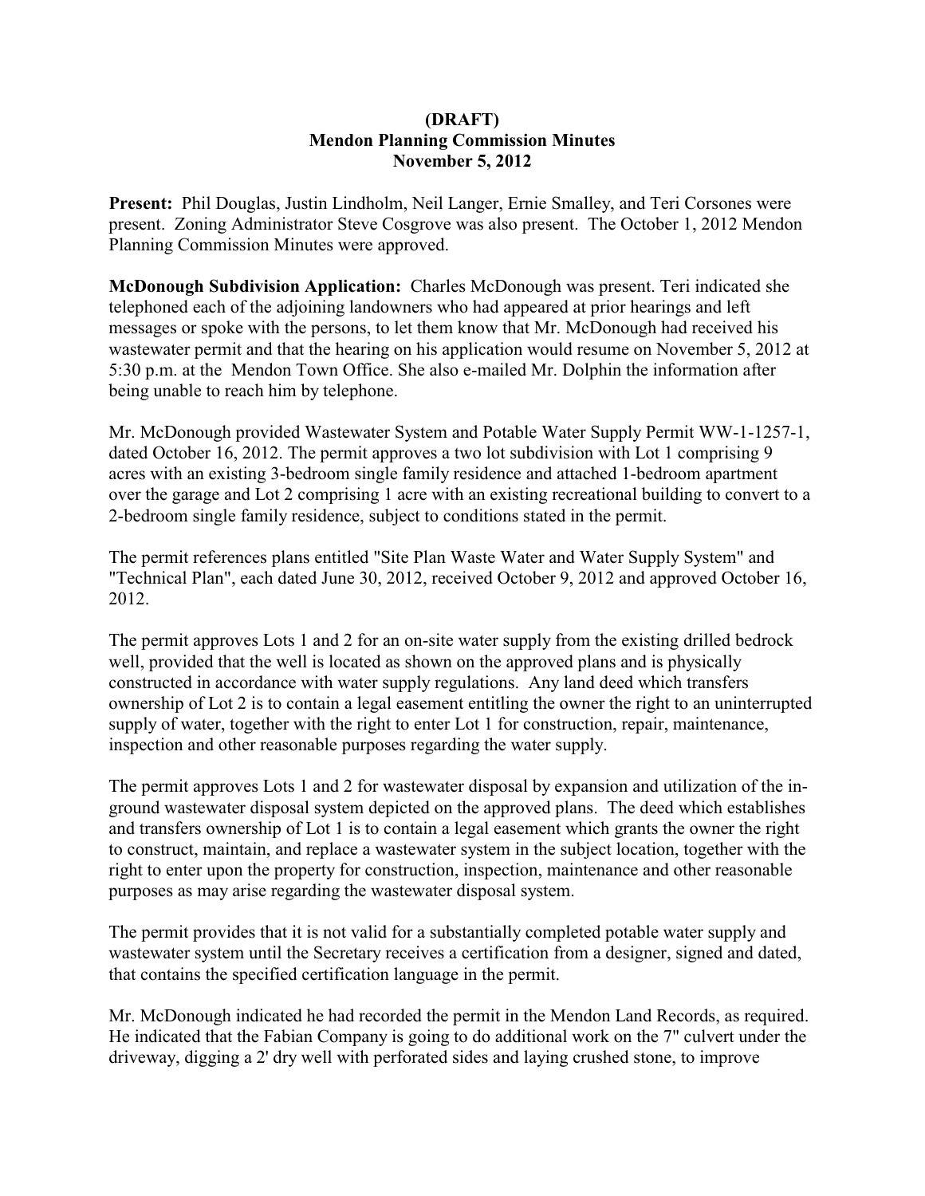**(DRAFT)**
**Mendon Planning Commission Minutes**
**November 5, 2012**

**Present:** Phil Douglas, Justin Lindholm, Neil Langer, Ernie Smalley, and Teri Corsones were present. Zoning Administrator Steve Cosgrove was also present. The October 1, 2012 Mendon Planning Commission Minutes were approved.

**McDonough Subdivision Application:** Charles McDonough was present. Teri indicated she telephoned each of the adjoining landowners who had appeared at prior hearings and left messages or spoke with the persons, to let them know that Mr. McDonough had received his wastewater permit and that the hearing on his application would resume on November 5, 2012 at 5:30 p.m. at the Mendon Town Office. She also e-mailed Mr. Dolphin the information after being unable to reach him by telephone.

Mr. McDonough provided Wastewater System and Potable Water Supply Permit WW-1-1257-1, dated October 16, 2012. The permit approves a two lot subdivision with Lot 1 comprising 9 acres with an existing 3-bedroom single family residence and attached 1-bedroom apartment over the garage and Lot 2 comprising 1 acre with an existing recreational building to convert to a 2-bedroom single family residence, subject to conditions stated in the permit.

The permit references plans entitled "Site Plan Waste Water and Water Supply System" and "Technical Plan", each dated June 30, 2012, received October 9, 2012 and approved October 16, 2012.

The permit approves Lots 1 and 2 for an on-site water supply from the existing drilled bedrock well, provided that the well is located as shown on the approved plans and is physically constructed in accordance with water supply regulations. Any land deed which transfers ownership of Lot 2 is to contain a legal easement entitling the owner the right to an uninterrupted supply of water, together with the right to enter Lot 1 for construction, repair, maintenance, inspection and other reasonable purposes regarding the water supply.

The permit approves Lots 1 and 2 for wastewater disposal by expansion and utilization of the in-ground wastewater disposal system depicted on the approved plans. The deed which establishes and transfers ownership of Lot 1 is to contain a legal easement which grants the owner the right to construct, maintain, and replace a wastewater system in the subject location, together with the right to enter upon the property for construction, inspection, maintenance and other reasonable purposes as may arise regarding the wastewater disposal system.

The permit provides that it is not valid for a substantially completed potable water supply and wastewater system until the Secretary receives a certification from a designer, signed and dated, that contains the specified certification language in the permit.

Mr. McDonough indicated he had recorded the permit in the Mendon Land Records, as required. He indicated that the Fabian Company is going to do additional work on the 7" culvert under the driveway, digging a 2' dry well with perforated sides and laying crushed stone, to improve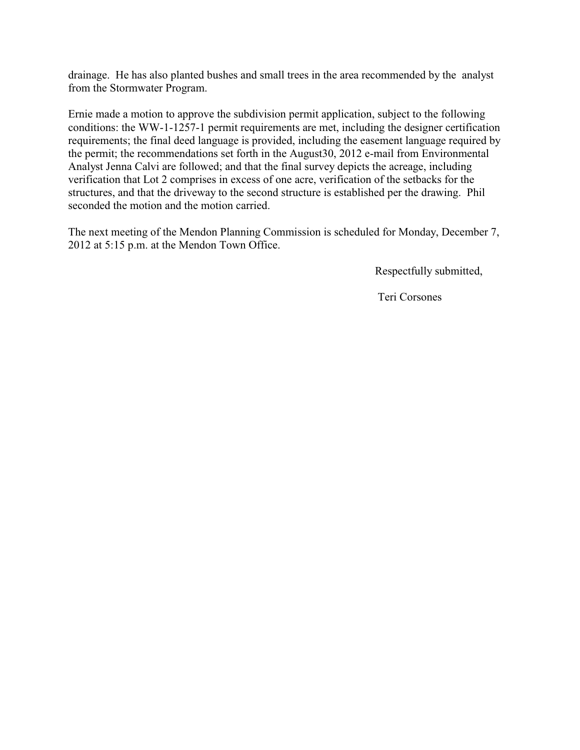drainage. He has also planted bushes and small trees in the area recommended by the analyst from the Stormwater Program.

Ernie made a motion to approve the subdivision permit application, subject to the following conditions: the WW-1-1257-1 permit requirements are met, including the designer certification requirements; the final deed language is provided, including the easement language required by the permit; the recommendations set forth in the August30, 2012 e-mail from Environmental Analyst Jenna Calvi are followed; and that the final survey depicts the acreage, including verification that Lot 2 comprises in excess of one acre, verification of the setbacks for the structures, and that the driveway to the second structure is established per the drawing. Phil seconded the motion and the motion carried.

The next meeting of the Mendon Planning Commission is scheduled for Monday, December 7, 2012 at 5:15 p.m. at the Mendon Town Office.

Respectfully submitted,

Teri Corsones